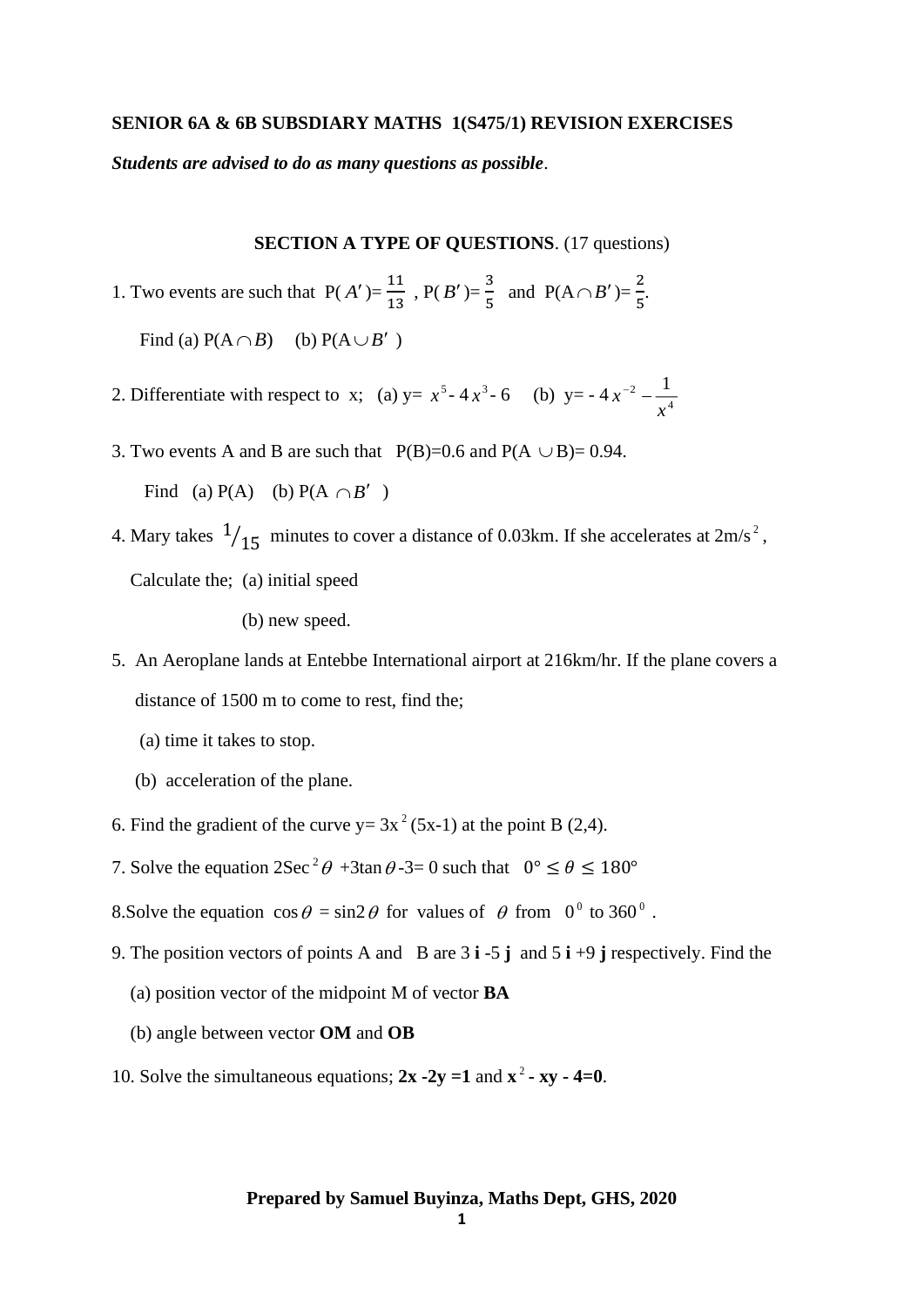**SENIOR 6A & 6B SUBSDIARY MATHS 1(S475/1) REVISION EXERCISES**

***Students are advised to do as many questions as possible***.

**SECTION A TYPE OF QUESTIONS**. (17 questions)

1. Two events are such that $P(A') = \frac{11}{13}$ , $P(B') = \frac{3}{5}$ and $P(A \cap B') = \frac{2}{5}$.

   Find (a) $P(A \cap B)$ (b) $P(A \cup B')$

2. Differentiate with respect to x; (a) $y = x^5 - 4x^3 - 6$ (b) $y = -4x^{-2} - \frac{1}{x^4}$

3. Two events A and B are such that $P(B)=0.6$ and $P(A \cup B) = 0.94$.

   Find (a) $P(A)$ (b) $P(A \cap B')$

4. Mary takes $1/_{15}$ minutes to cover a distance of 0.03km. If she accelerates at $2m/s^2$,

   Calculate the; (a) initial speed

   (b) new speed.

5. An Aeroplane lands at Entebbe International airport at 216km/hr. If the plane covers a distance of 1500 m to come to rest, find the;

   (a) time it takes to stop.

   (b) acceleration of the plane.

6. Find the gradient of the curve $y = 3x^2(5x-1)$ at the point B (2,4).

7. Solve the equation $2\text{Sec}^2\theta + 3\tan\theta - 3 = 0$ such that $0° \leq \theta \leq 180°$

8. Solve the equation $\cos\theta = \sin 2\theta$ for values of $\theta$ from $0^0$ to $360^0$.

9. The position vectors of points A and B are $3\mathbf{i} - 5\mathbf{j}$ and $5\mathbf{i} + 9\mathbf{j}$ respectively. Find the

   (a) position vector of the midpoint M of vector **BA**

   (b) angle between vector **OM** and **OB**

10. Solve the simultaneous equations; $\mathbf{2x - 2y = 1}$ and $\mathbf{x^2 - xy - 4 = 0}$.

**Prepared by Samuel Buyinza, Maths Dept, GHS, 2020**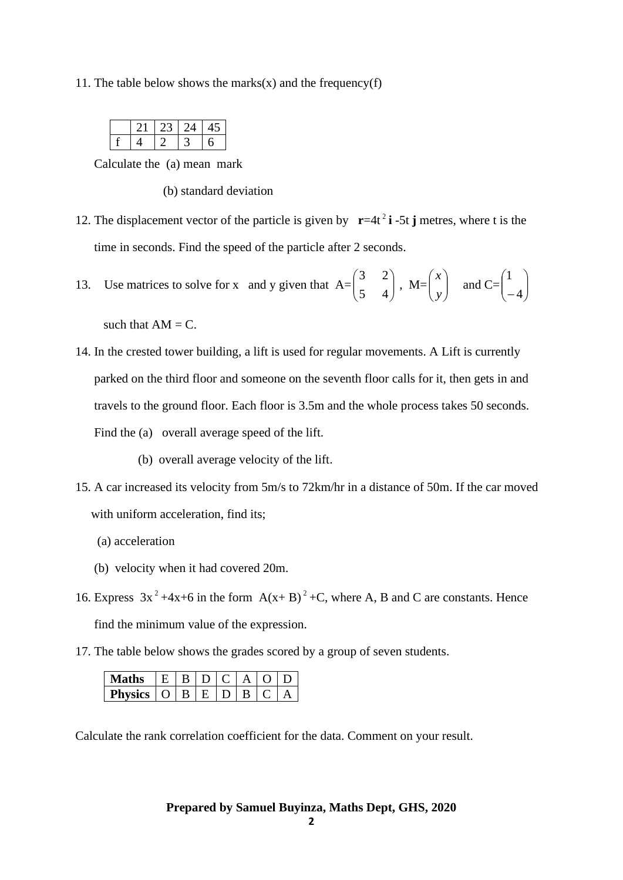11. The table below shows the marks(x) and the frequency(f)

| | 21 | 23 | 24 | 45 |
|---|---|---|---|---|
| f | 4 | 2 | 3 | 6 |

Calculate the (a) mean mark

(b) standard deviation

12. The displacement vector of the particle is given by $\mathbf{r}=4t^2\,\mathbf{i}-5t\,\mathbf{j}$ metres, where t is the time in seconds. Find the speed of the particle after 2 seconds.

13. Use matrices to solve for x and y given that $A=\begin{pmatrix} 3 & 2 \\ 5 & 4 \end{pmatrix}$, $M=\begin{pmatrix} x \\ y \end{pmatrix}$ and $C=\begin{pmatrix} 1 \\ -4 \end{pmatrix}$

such that AM = C.

14. In the crested tower building, a lift is used for regular movements. A Lift is currently parked on the third floor and someone on the seventh floor calls for it, then gets in and travels to the ground floor. Each floor is 3.5m and the whole process takes 50 seconds. Find the (a) overall average speed of the lift.

(b) overall average velocity of the lift.

15. A car increased its velocity from 5m/s to 72km/hr in a distance of 50m. If the car moved with uniform acceleration, find its;

(a) acceleration

(b) velocity when it had covered 20m.

16. Express $3x^2+4x+6$ in the form $A(x+B)^2+C$, where A, B and C are constants. Hence find the minimum value of the expression.

17. The table below shows the grades scored by a group of seven students.

| **Maths** | E | B | D | C | A | O | D |
|---|---|---|---|---|---|---|---|
| **Physics** | O | B | E | D | B | C | A |

Calculate the rank correlation coefficient for the data. Comment on your result.

**Prepared by Samuel Buyinza, Maths Dept, GHS, 2020**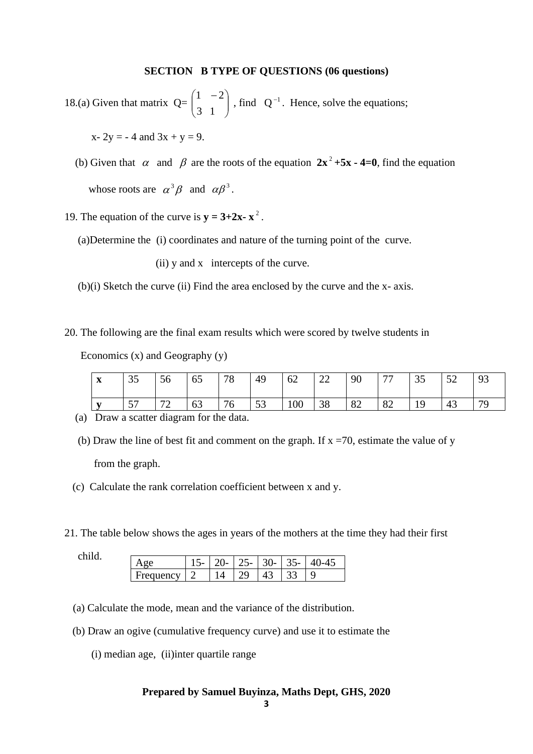**SECTION B TYPE OF QUESTIONS (06 questions)**

18.(a) Given that matrix $Q=\begin{pmatrix} 1 & -2 \\ 3 & 1 \end{pmatrix}$ , find $Q^{-1}$. Hence, solve the equations;

$x - 2y = -4$ and $3x + y = 9$.

(b) Given that $\alpha$ and $\beta$ are the roots of the equation $\mathbf{2x^2+5x-4=0}$, find the equation whose roots are $\alpha^3\beta$ and $\alpha\beta^3$.

19. The equation of the curve is $\mathbf{y = 3+2x-x^2}$.

(a)Determine the (i) coordinates and nature of the turning point of the curve.

(ii) y and x intercepts of the curve.

(b)(i) Sketch the curve (ii) Find the area enclosed by the curve and the x- axis.

20. The following are the final exam results which were scored by twelve students in Economics (x) and Geography (y)

| **x** | 35 | 56 | 65 | 78 | 49 | 62 | 22 | 90 | 77 | 35 | 52 | 93 |
|---|---|---|---|---|---|---|---|---|---|---|---|---|
| **y** | 57 | 72 | 63 | 76 | 53 | 100 | 38 | 82 | 82 | 19 | 43 | 79 |

(a) Draw a scatter diagram for the data.

(b) Draw the line of best fit and comment on the graph. If x =70, estimate the value of y from the graph.

(c) Calculate the rank correlation coefficient between x and y.

21. The table below shows the ages in years of the mothers at the time they had their first child.

| Age | 15- | 20- | 25- | 30- | 35- | 40-45 |
|---|---|---|---|---|---|---|
| Frequency | 2 | 14 | 29 | 43 | 33 | 9 |

(a) Calculate the mode, mean and the variance of the distribution.

(b) Draw an ogive (cumulative frequency curve) and use it to estimate the

(i) median age, (ii)inter quartile range

**Prepared by Samuel Buyinza, Maths Dept, GHS, 2020**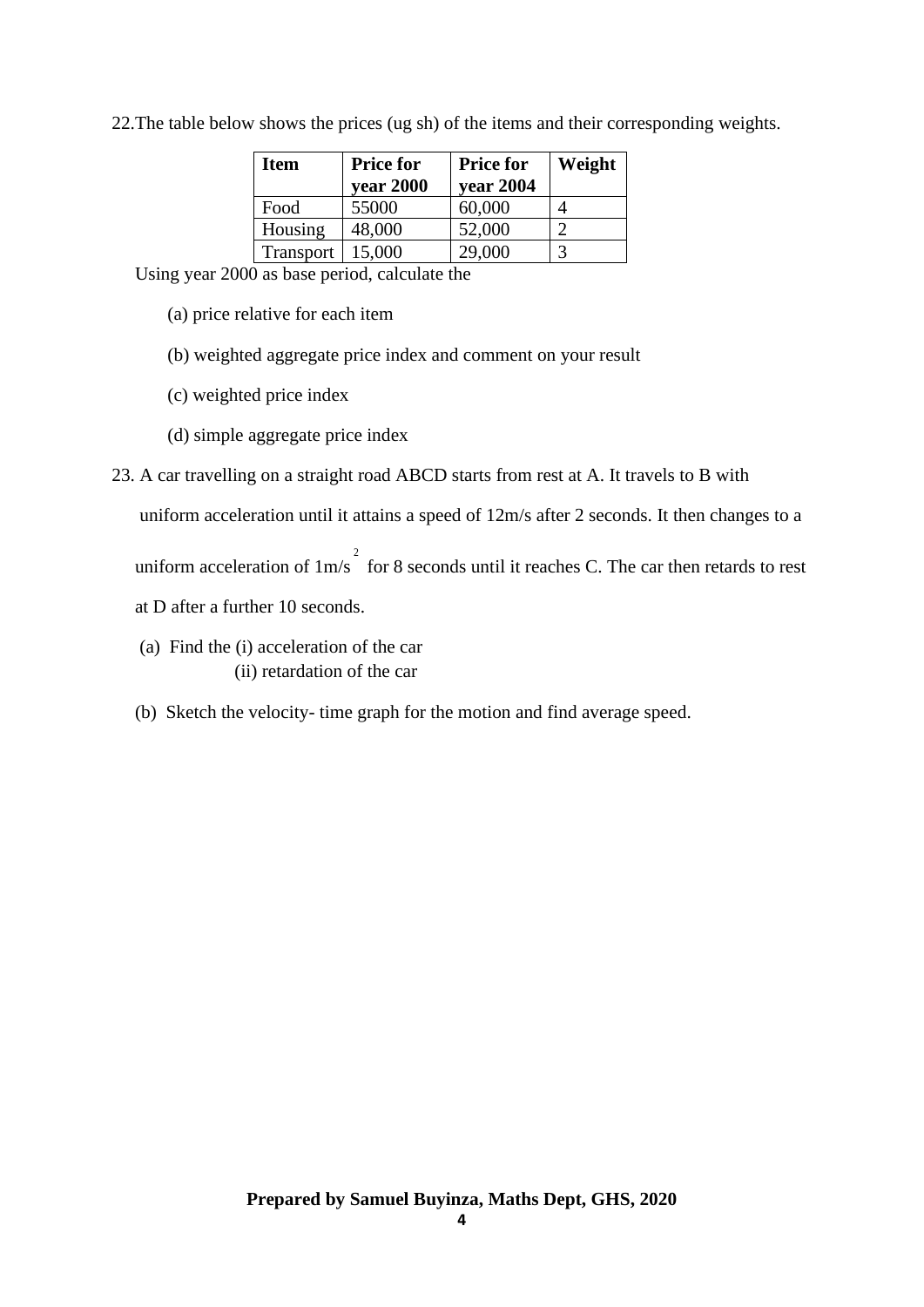22. The table below shows the prices (ug sh) of the items and their corresponding weights.

| **Item** | **Price for year 2000** | **Price for year 2004** | **Weight** |
|---|---|---|---|
| Food | 55000 | 60,000 | 4 |
| Housing | 48,000 | 52,000 | 2 |
| Transport | 15,000 | 29,000 | 3 |

Using year 2000 as base period, calculate the

(a) price relative for each item

(b) weighted aggregate price index and comment on your result

(c) weighted price index

(d) simple aggregate price index

23. A car travelling on a straight road ABCD starts from rest at A. It travels to B with uniform acceleration until it attains a speed of 12m/s after 2 seconds. It then changes to a uniform acceleration of $1\text{m/s}^2$ for 8 seconds until it reaches C. The car then retards to rest at D after a further 10 seconds.

(a) Find the (i) acceleration of the car
(ii) retardation of the car

(b) Sketch the velocity- time graph for the motion and find average speed.

**Prepared by Samuel Buyinza, Maths Dept, GHS, 2020**